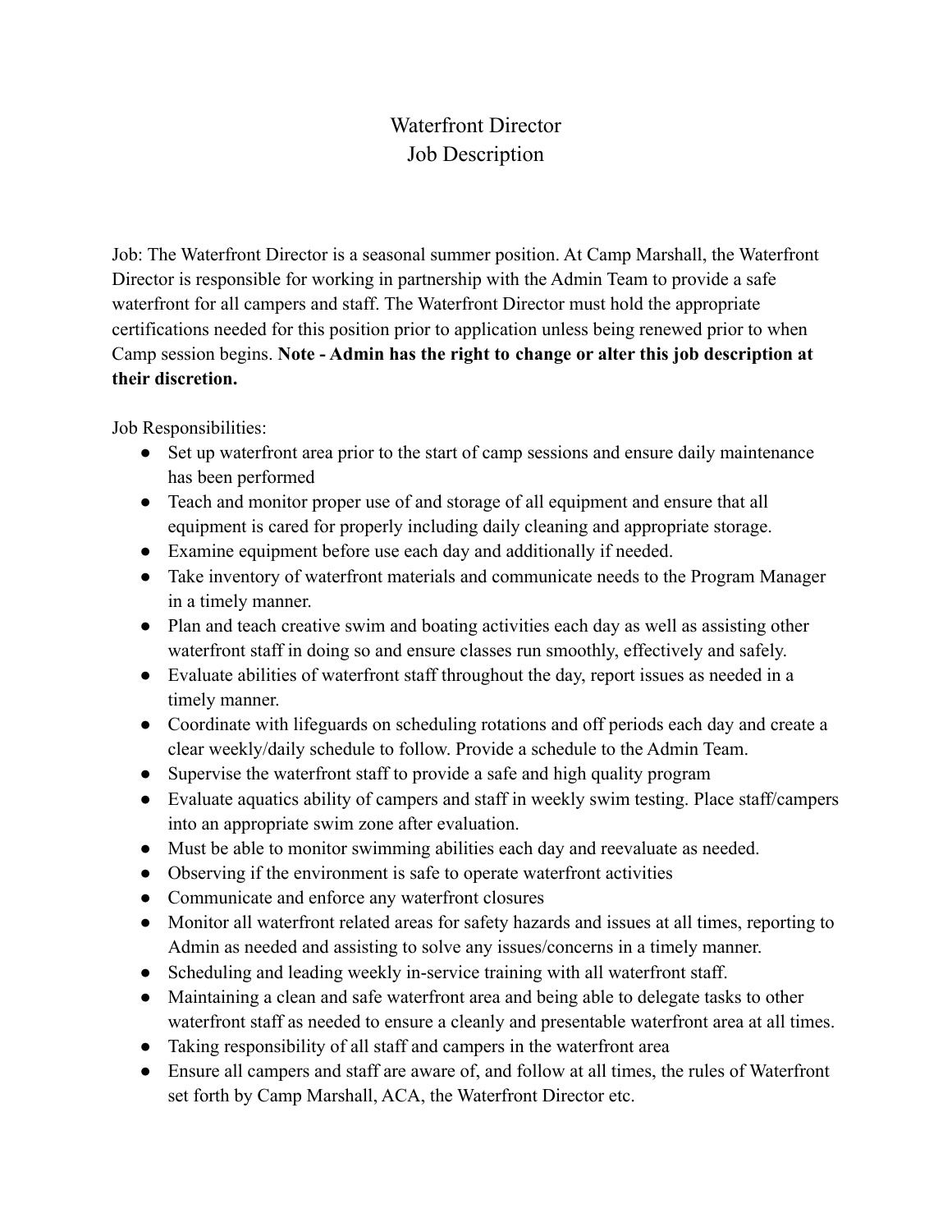# Waterfront Director
## Job Description

Job: The Waterfront Director is a seasonal summer position. At Camp Marshall, the Waterfront Director is responsible for working in partnership with the Admin Team to provide a safe waterfront for all campers and staff. The Waterfront Director must hold the appropriate certifications needed for this position prior to application unless being renewed prior to when Camp session begins. **Note - Admin has the right to change or alter this job description at their discretion.**

Job Responsibilities:

- Set up waterfront area prior to the start of camp sessions and ensure daily maintenance has been performed
- Teach and monitor proper use of and storage of all equipment and ensure that all equipment is cared for properly including daily cleaning and appropriate storage.
- Examine equipment before use each day and additionally if needed.
- Take inventory of waterfront materials and communicate needs to the Program Manager in a timely manner.
- Plan and teach creative swim and boating activities each day as well as assisting other waterfront staff in doing so and ensure classes run smoothly, effectively and safely.
- Evaluate abilities of waterfront staff throughout the day, report issues as needed in a timely manner.
- Coordinate with lifeguards on scheduling rotations and off periods each day and create a clear weekly/daily schedule to follow. Provide a schedule to the Admin Team.
- Supervise the waterfront staff to provide a safe and high quality program
- Evaluate aquatics ability of campers and staff in weekly swim testing. Place staff/campers into an appropriate swim zone after evaluation.
- Must be able to monitor swimming abilities each day and reevaluate as needed.
- Observing if the environment is safe to operate waterfront activities
- Communicate and enforce any waterfront closures
- Monitor all waterfront related areas for safety hazards and issues at all times, reporting to Admin as needed and assisting to solve any issues/concerns in a timely manner.
- Scheduling and leading weekly in-service training with all waterfront staff.
- Maintaining a clean and safe waterfront area and being able to delegate tasks to other waterfront staff as needed to ensure a cleanly and presentable waterfront area at all times.
- Taking responsibility of all staff and campers in the waterfront area
- Ensure all campers and staff are aware of, and follow at all times, the rules of Waterfront set forth by Camp Marshall, ACA, the Waterfront Director etc.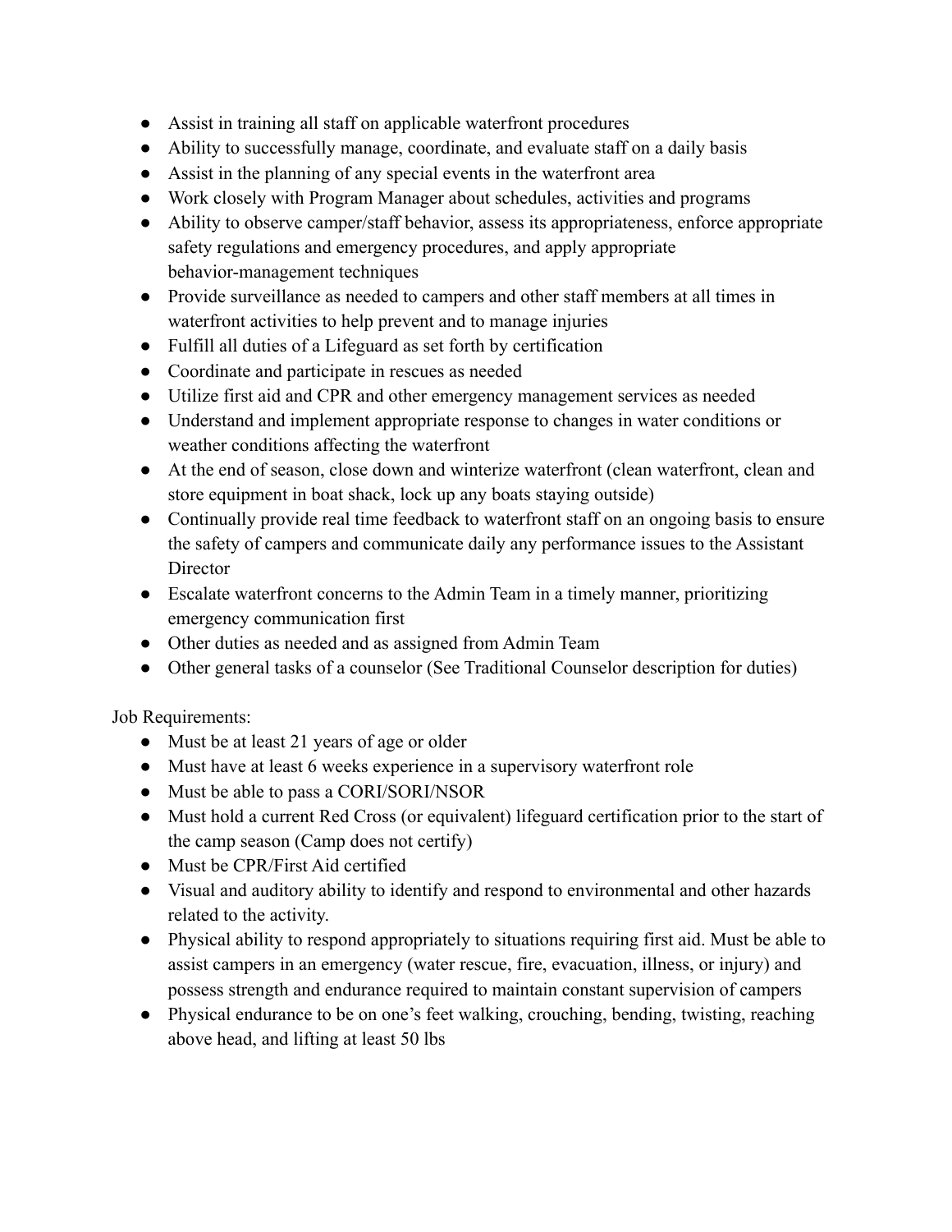- Assist in training all staff on applicable waterfront procedures
- Ability to successfully manage, coordinate, and evaluate staff on a daily basis
- Assist in the planning of any special events in the waterfront area
- Work closely with Program Manager about schedules, activities and programs
- Ability to observe camper/staff behavior, assess its appropriateness, enforce appropriate safety regulations and emergency procedures, and apply appropriate behavior-management techniques
- Provide surveillance as needed to campers and other staff members at all times in waterfront activities to help prevent and to manage injuries
- Fulfill all duties of a Lifeguard as set forth by certification
- Coordinate and participate in rescues as needed
- Utilize first aid and CPR and other emergency management services as needed
- Understand and implement appropriate response to changes in water conditions or weather conditions affecting the waterfront
- At the end of season, close down and winterize waterfront (clean waterfront, clean and store equipment in boat shack, lock up any boats staying outside)
- Continually provide real time feedback to waterfront staff on an ongoing basis to ensure the safety of campers and communicate daily any performance issues to the Assistant Director
- Escalate waterfront concerns to the Admin Team in a timely manner, prioritizing emergency communication first
- Other duties as needed and as assigned from Admin Team
- Other general tasks of a counselor (See Traditional Counselor description for duties)

Job Requirements:

- Must be at least 21 years of age or older
- Must have at least 6 weeks experience in a supervisory waterfront role
- Must be able to pass a CORI/SORI/NSOR
- Must hold a current Red Cross (or equivalent) lifeguard certification prior to the start of the camp season (Camp does not certify)
- Must be CPR/First Aid certified
- Visual and auditory ability to identify and respond to environmental and other hazards related to the activity.
- Physical ability to respond appropriately to situations requiring first aid. Must be able to assist campers in an emergency (water rescue, fire, evacuation, illness, or injury) and possess strength and endurance required to maintain constant supervision of campers
- Physical endurance to be on one's feet walking, crouching, bending, twisting, reaching above head, and lifting at least 50 lbs